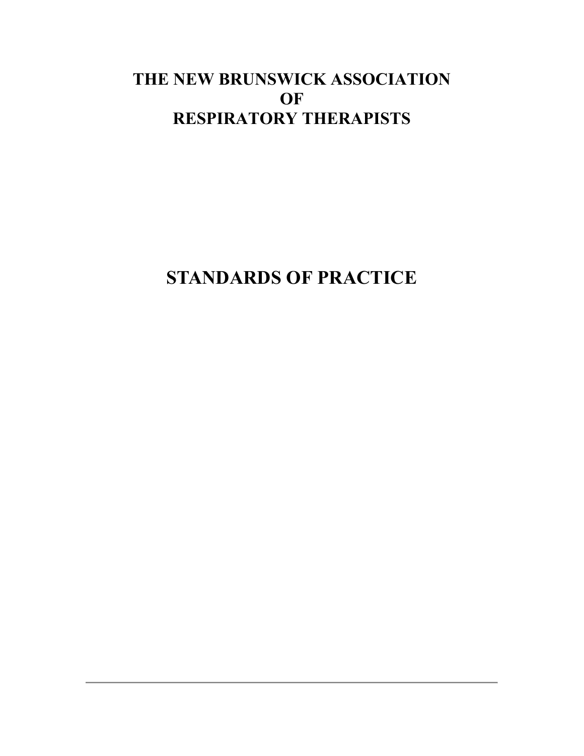# THE NEW BRUNSWICK ASSOCIATION OF RESPIRATORY THERAPISTS

# STANDARDS OF PRACTICE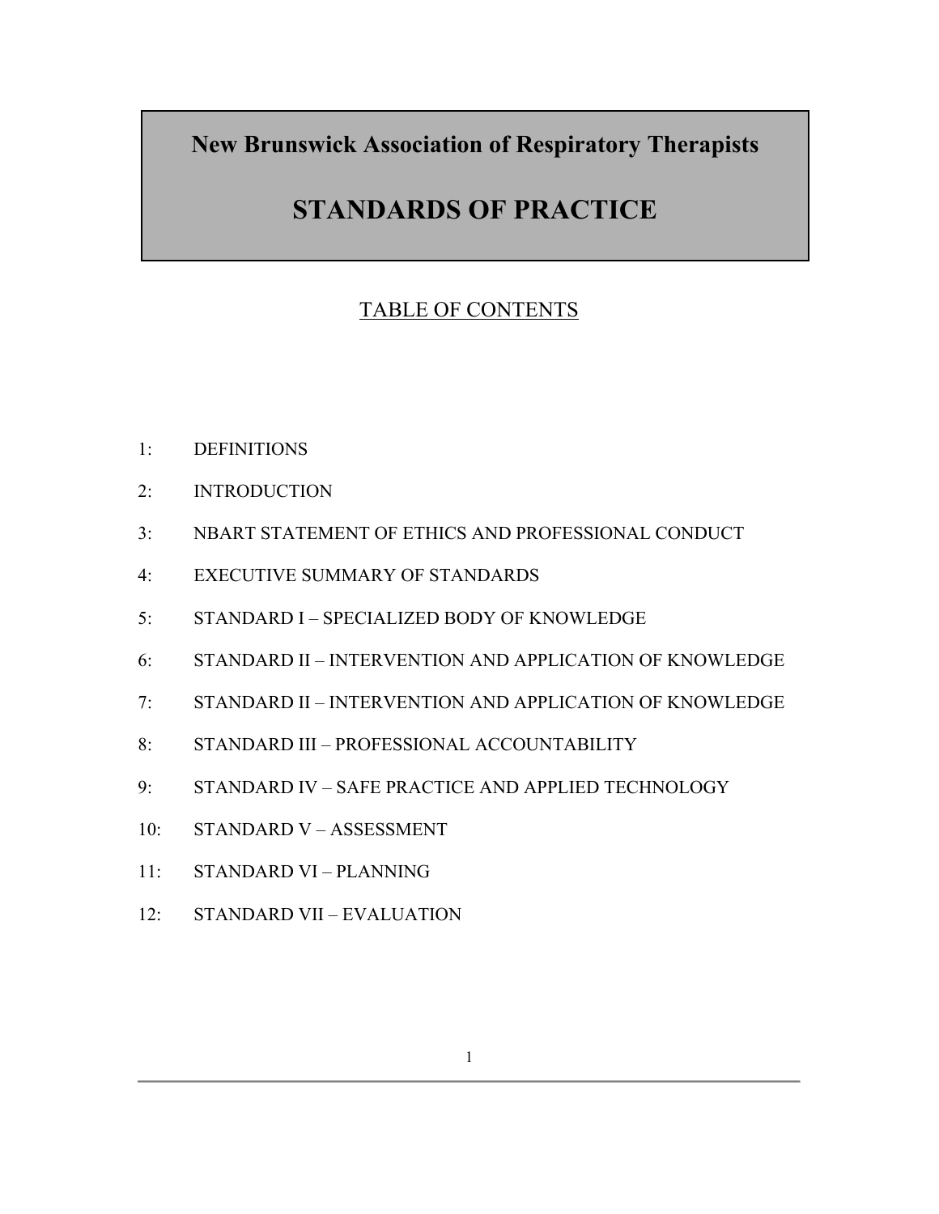# New Brunswick Association of Respiratory Therapists

# STANDARDS OF PRACTICE

## TABLE OF CONTENTS

1: DEFINITIONS

2: INTRODUCTION

3: NBART STATEMENT OF ETHICS AND PROFESSIONAL CONDUCT

4: EXECUTIVE SUMMARY OF STANDARDS

5: STANDARD I – SPECIALIZED BODY OF KNOWLEDGE

6: STANDARD II – INTERVENTION AND APPLICATION OF KNOWLEDGE

7: STANDARD II – INTERVENTION AND APPLICATION OF KNOWLEDGE

8: STANDARD III – PROFESSIONAL ACCOUNTABILITY

9: STANDARD IV – SAFE PRACTICE AND APPLIED TECHNOLOGY

10: STANDARD V – ASSESSMENT

11: STANDARD VI – PLANNING

12: STANDARD VII – EVALUATION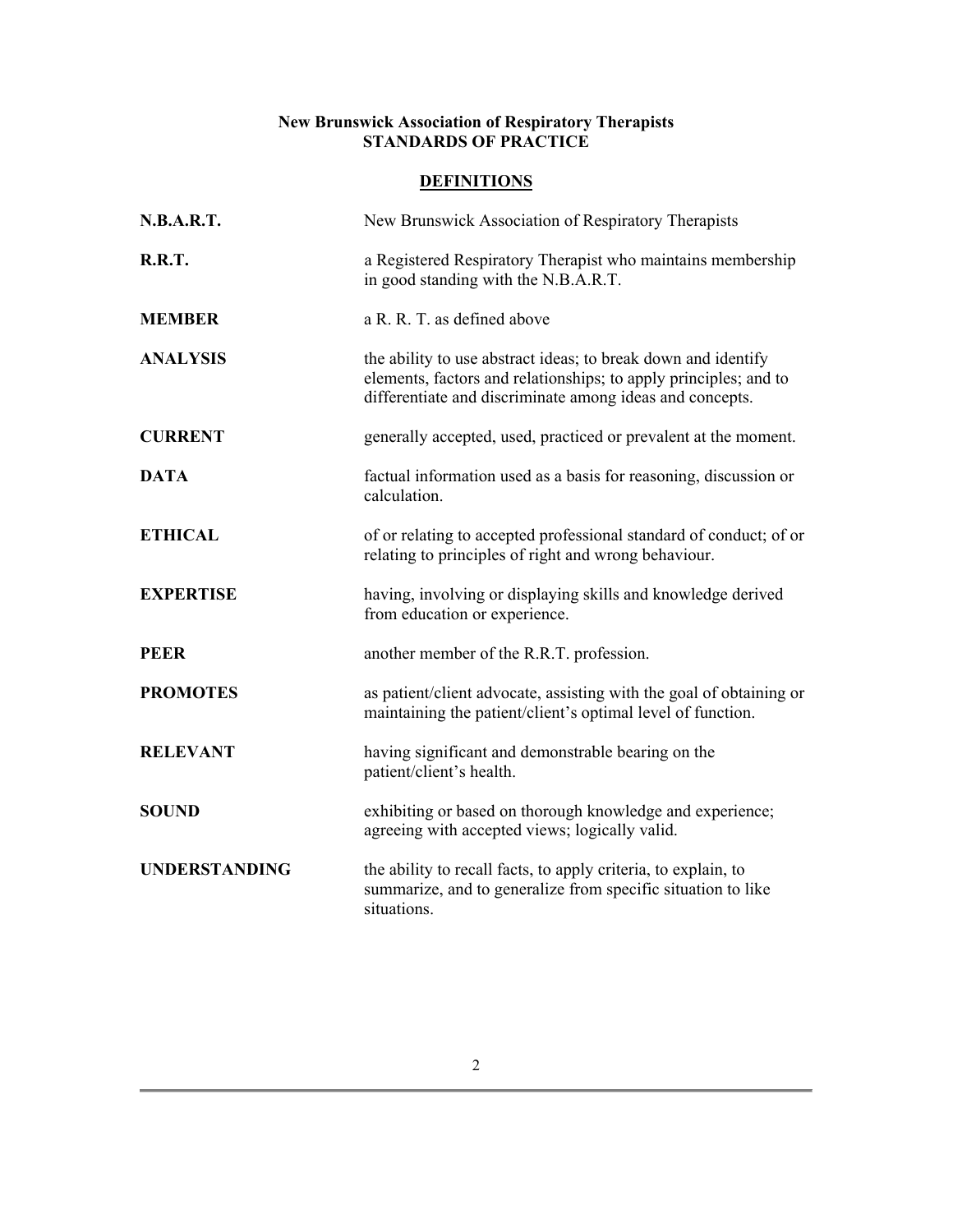**New Brunswick Association of Respiratory Therapists**
**STANDARDS OF PRACTICE**

## DEFINITIONS

| | |
|---|---|
| **N.B.A.R.T.** | New Brunswick Association of Respiratory Therapists |
| **R.R.T.** | a Registered Respiratory Therapist who maintains membership in good standing with the N.B.A.R.T. |
| **MEMBER** | a R. R. T. as defined above |
| **ANALYSIS** | the ability to use abstract ideas; to break down and identify elements, factors and relationships; to apply principles; and to differentiate and discriminate among ideas and concepts. |
| **CURRENT** | generally accepted, used, practiced or prevalent at the moment. |
| **DATA** | factual information used as a basis for reasoning, discussion or calculation. |
| **ETHICAL** | of or relating to accepted professional standard of conduct; of or relating to principles of right and wrong behaviour. |
| **EXPERTISE** | having, involving or displaying skills and knowledge derived from education or experience. |
| **PEER** | another member of the R.R.T. profession. |
| **PROMOTES** | as patient/client advocate, assisting with the goal of obtaining or maintaining the patient/client's optimal level of function. |
| **RELEVANT** | having significant and demonstrable bearing on the patient/client's health. |
| **SOUND** | exhibiting or based on thorough knowledge and experience; agreeing with accepted views; logically valid. |
| **UNDERSTANDING** | the ability to recall facts, to apply criteria, to explain, to summarize, and to generalize from specific situation to like situations. |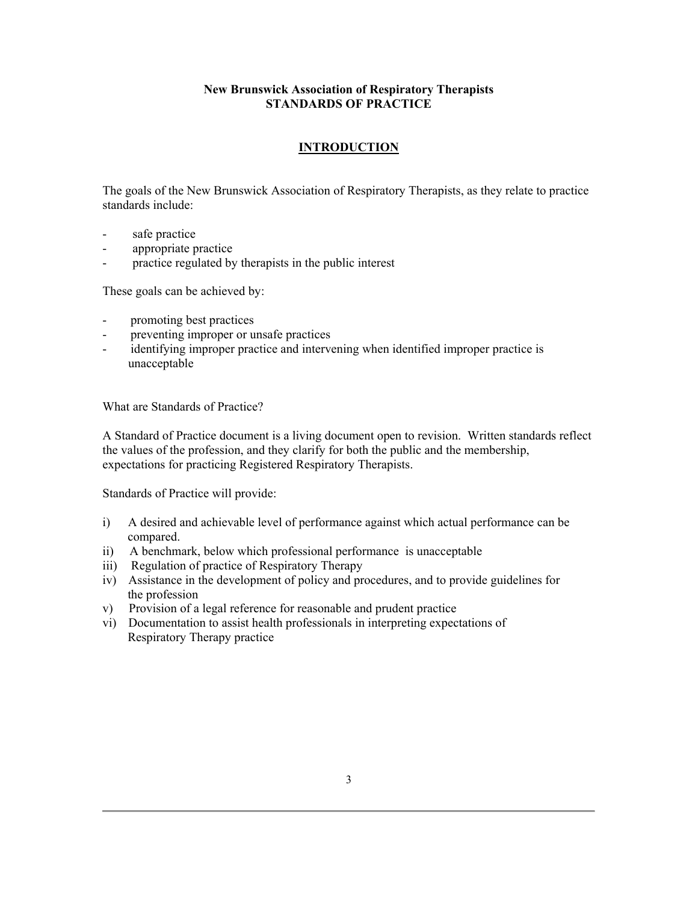**New Brunswick Association of Respiratory Therapists**
**STANDARDS OF PRACTICE**

## INTRODUCTION

The goals of the New Brunswick Association of Respiratory Therapists, as they relate to practice standards include:

- safe practice
- appropriate practice
- practice regulated by therapists in the public interest

These goals can be achieved by:

- promoting best practices
- preventing improper or unsafe practices
- identifying improper practice and intervening when identified improper practice is unacceptable

What are Standards of Practice?

A Standard of Practice document is a living document open to revision. Written standards reflect the values of the profession, and they clarify for both the public and the membership, expectations for practicing Registered Respiratory Therapists.

Standards of Practice will provide:

i) A desired and achievable level of performance against which actual performance can be compared.
ii) A benchmark, below which professional performance is unacceptable
iii) Regulation of practice of Respiratory Therapy
iv) Assistance in the development of policy and procedures, and to provide guidelines for the profession
v) Provision of a legal reference for reasonable and prudent practice
vi) Documentation to assist health professionals in interpreting expectations of Respiratory Therapy practice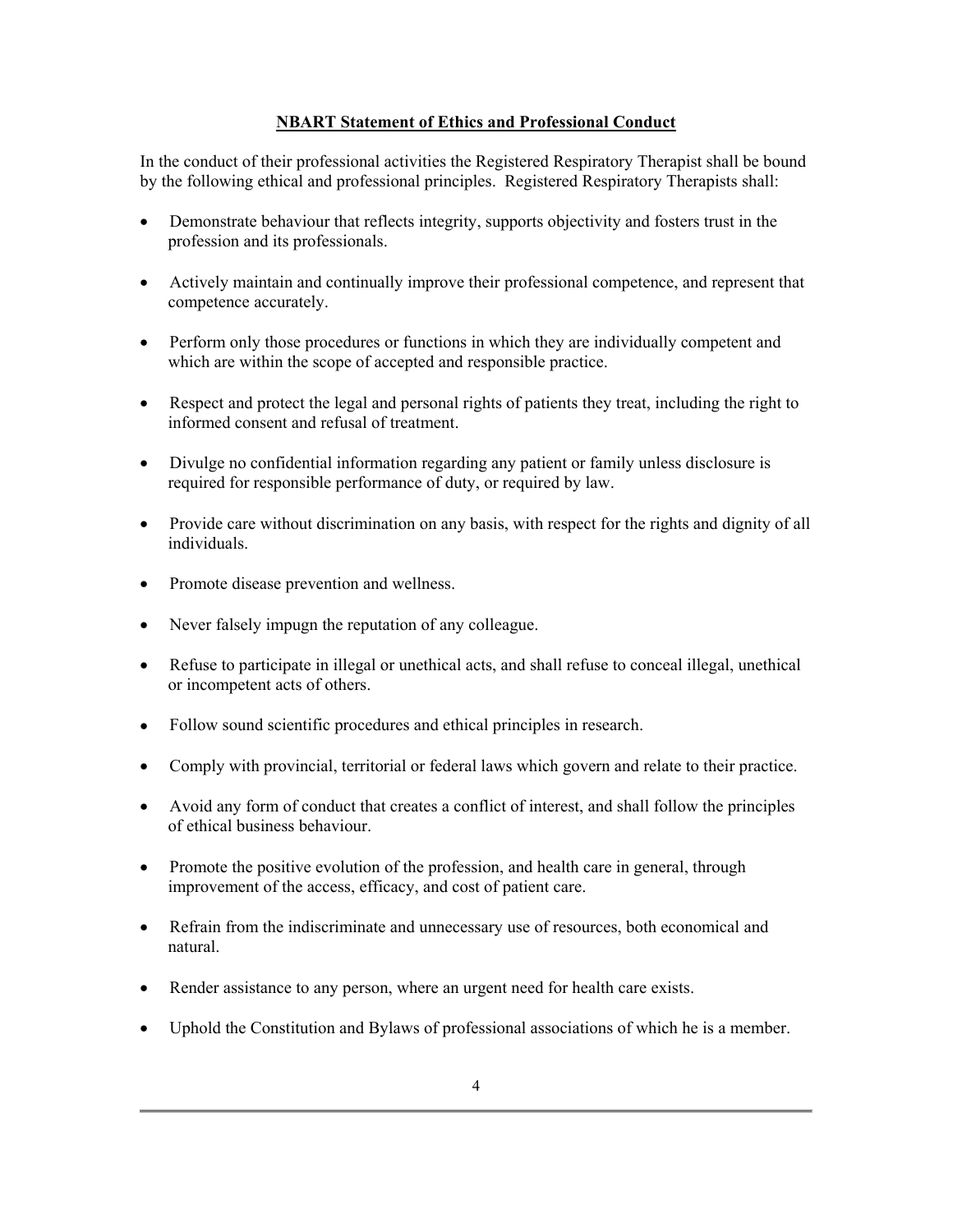## NBART Statement of Ethics and Professional Conduct

In the conduct of their professional activities the Registered Respiratory Therapist shall be bound by the following ethical and professional principles. Registered Respiratory Therapists shall:

- Demonstrate behaviour that reflects integrity, supports objectivity and fosters trust in the profession and its professionals.
- Actively maintain and continually improve their professional competence, and represent that competence accurately.
- Perform only those procedures or functions in which they are individually competent and which are within the scope of accepted and responsible practice.
- Respect and protect the legal and personal rights of patients they treat, including the right to informed consent and refusal of treatment.
- Divulge no confidential information regarding any patient or family unless disclosure is required for responsible performance of duty, or required by law.
- Provide care without discrimination on any basis, with respect for the rights and dignity of all individuals.
- Promote disease prevention and wellness.
- Never falsely impugn the reputation of any colleague.
- Refuse to participate in illegal or unethical acts, and shall refuse to conceal illegal, unethical or incompetent acts of others.
- Follow sound scientific procedures and ethical principles in research.
- Comply with provincial, territorial or federal laws which govern and relate to their practice.
- Avoid any form of conduct that creates a conflict of interest, and shall follow the principles of ethical business behaviour.
- Promote the positive evolution of the profession, and health care in general, through improvement of the access, efficacy, and cost of patient care.
- Refrain from the indiscriminate and unnecessary use of resources, both economical and natural.
- Render assistance to any person, where an urgent need for health care exists.
- Uphold the Constitution and Bylaws of professional associations of which he is a member.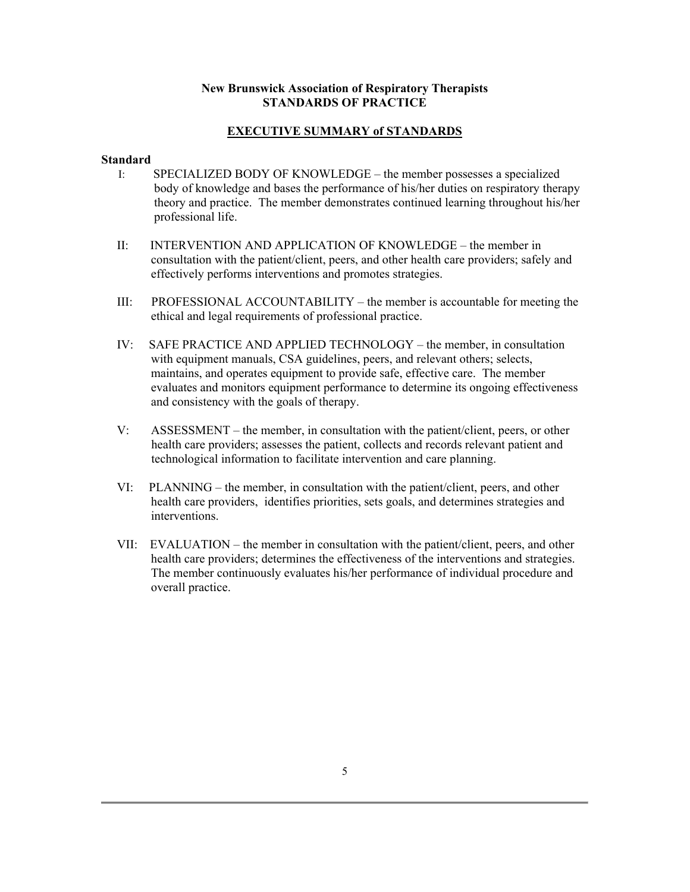**New Brunswick Association of Respiratory Therapists**
**STANDARDS OF PRACTICE**

## EXECUTIVE SUMMARY of STANDARDS

**Standard**

I: SPECIALIZED BODY OF KNOWLEDGE – the member possesses a specialized body of knowledge and bases the performance of his/her duties on respiratory therapy theory and practice. The member demonstrates continued learning throughout his/her professional life.

II: INTERVENTION AND APPLICATION OF KNOWLEDGE – the member in consultation with the patient/client, peers, and other health care providers; safely and effectively performs interventions and promotes strategies.

III: PROFESSIONAL ACCOUNTABILITY – the member is accountable for meeting the ethical and legal requirements of professional practice.

IV: SAFE PRACTICE AND APPLIED TECHNOLOGY – the member, in consultation with equipment manuals, CSA guidelines, peers, and relevant others; selects, maintains, and operates equipment to provide safe, effective care. The member evaluates and monitors equipment performance to determine its ongoing effectiveness and consistency with the goals of therapy.

V: ASSESSMENT – the member, in consultation with the patient/client, peers, or other health care providers; assesses the patient, collects and records relevant patient and technological information to facilitate intervention and care planning.

VI: PLANNING – the member, in consultation with the patient/client, peers, and other health care providers, identifies priorities, sets goals, and determines strategies and interventions.

VII: EVALUATION – the member in consultation with the patient/client, peers, and other health care providers; determines the effectiveness of the interventions and strategies. The member continuously evaluates his/her performance of individual procedure and overall practice.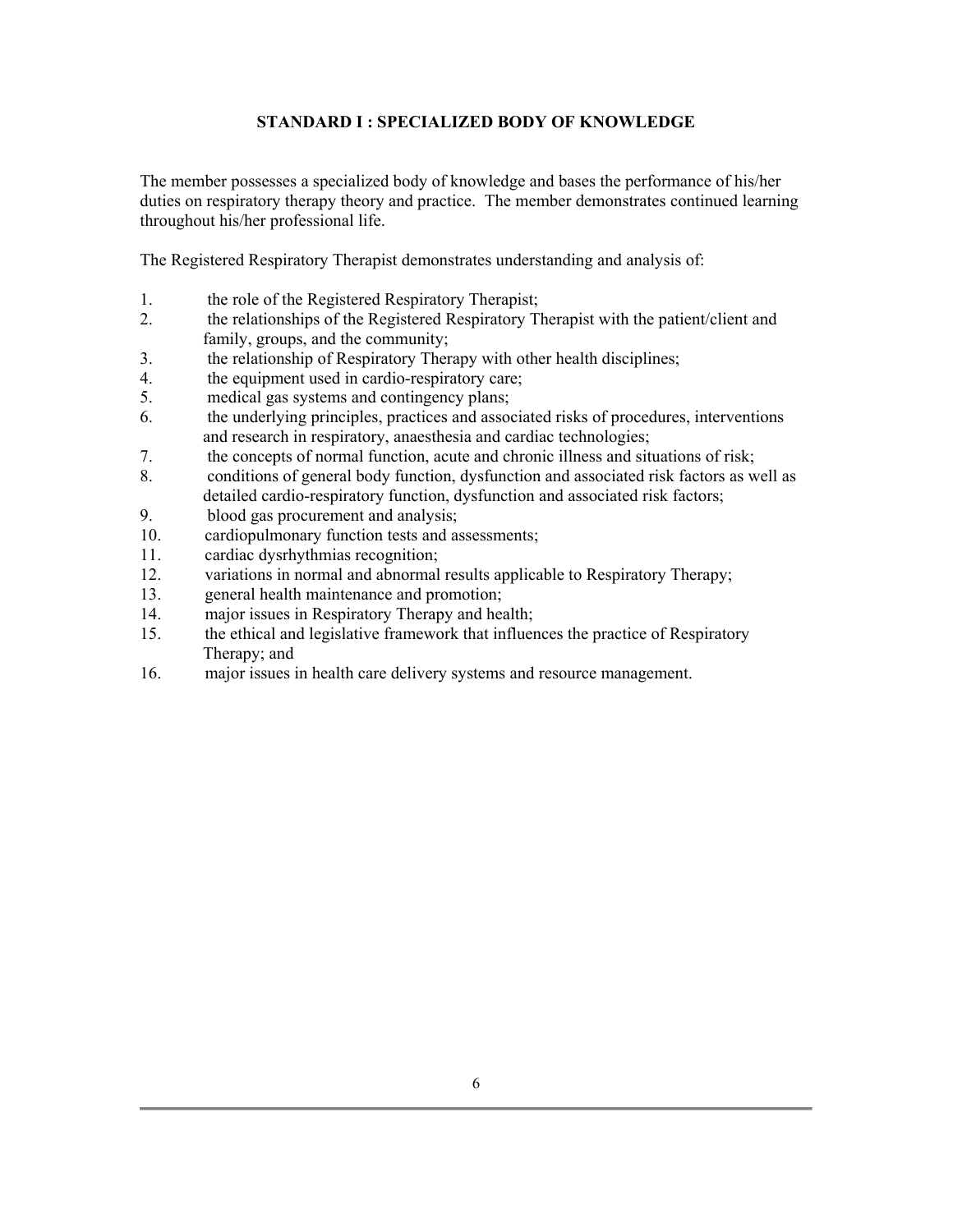## STANDARD I : SPECIALIZED BODY OF KNOWLEDGE

The member possesses a specialized body of knowledge and bases the performance of his/her duties on respiratory therapy theory and practice. The member demonstrates continued learning throughout his/her professional life.

The Registered Respiratory Therapist demonstrates understanding and analysis of:

1. the role of the Registered Respiratory Therapist;
2. the relationships of the Registered Respiratory Therapist with the patient/client and family, groups, and the community;
3. the relationship of Respiratory Therapy with other health disciplines;
4. the equipment used in cardio-respiratory care;
5. medical gas systems and contingency plans;
6. the underlying principles, practices and associated risks of procedures, interventions and research in respiratory, anaesthesia and cardiac technologies;
7. the concepts of normal function, acute and chronic illness and situations of risk;
8. conditions of general body function, dysfunction and associated risk factors as well as detailed cardio-respiratory function, dysfunction and associated risk factors;
9. blood gas procurement and analysis;
10. cardiopulmonary function tests and assessments;
11. cardiac dysrhythmias recognition;
12. variations in normal and abnormal results applicable to Respiratory Therapy;
13. general health maintenance and promotion;
14. major issues in Respiratory Therapy and health;
15. the ethical and legislative framework that influences the practice of Respiratory Therapy; and
16. major issues in health care delivery systems and resource management.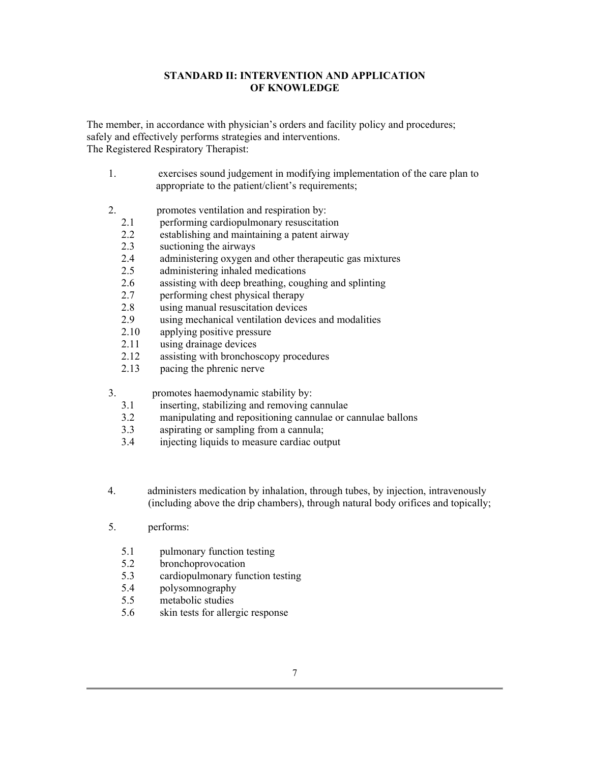## STANDARD II: INTERVENTION AND APPLICATION OF KNOWLEDGE

The member, in accordance with physician's orders and facility policy and procedures; safely and effectively performs strategies and interventions.
The Registered Respiratory Therapist:

1. exercises sound judgement in modifying implementation of the care plan to appropriate to the patient/client's requirements;

2. promotes ventilation and respiration by:
   - 2.1 performing cardiopulmonary resuscitation
   - 2.2 establishing and maintaining a patent airway
   - 2.3 suctioning the airways
   - 2.4 administering oxygen and other therapeutic gas mixtures
   - 2.5 administering inhaled medications
   - 2.6 assisting with deep breathing, coughing and splinting
   - 2.7 performing chest physical therapy
   - 2.8 using manual resuscitation devices
   - 2.9 using mechanical ventilation devices and modalities
   - 2.10 applying positive pressure
   - 2.11 using drainage devices
   - 2.12 assisting with bronchoscopy procedures
   - 2.13 pacing the phrenic nerve

3. promotes haemodynamic stability by:
   - 3.1 inserting, stabilizing and removing cannulae
   - 3.2 manipulating and repositioning cannulae or cannulae ballons
   - 3.3 aspirating or sampling from a cannula;
   - 3.4 injecting liquids to measure cardiac output

4. administers medication by inhalation, through tubes, by injection, intravenously (including above the drip chambers), through natural body orifices and topically;

5. performs:
   - 5.1 pulmonary function testing
   - 5.2 bronchoprovocation
   - 5.3 cardiopulmonary function testing
   - 5.4 polysomnography
   - 5.5 metabolic studies
   - 5.6 skin tests for allergic response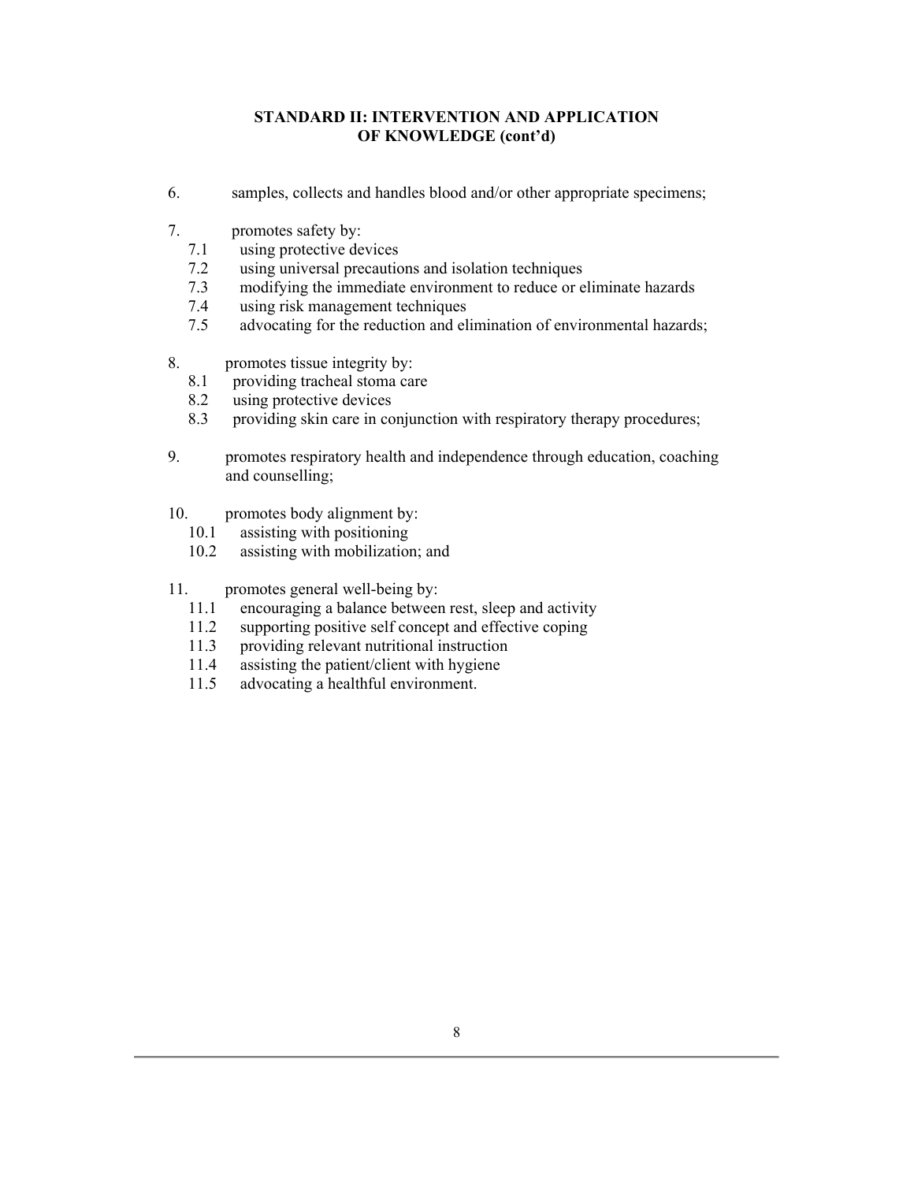## STANDARD II: INTERVENTION AND APPLICATION OF KNOWLEDGE (cont'd)

6. samples, collects and handles blood and/or other appropriate specimens;

7. promotes safety by:
   - 7.1 using protective devices
   - 7.2 using universal precautions and isolation techniques
   - 7.3 modifying the immediate environment to reduce or eliminate hazards
   - 7.4 using risk management techniques
   - 7.5 advocating for the reduction and elimination of environmental hazards;

8. promotes tissue integrity by:
   - 8.1 providing tracheal stoma care
   - 8.2 using protective devices
   - 8.3 providing skin care in conjunction with respiratory therapy procedures;

9. promotes respiratory health and independence through education, coaching and counselling;

10. promotes body alignment by:
    - 10.1 assisting with positioning
    - 10.2 assisting with mobilization; and

11. promotes general well-being by:
    - 11.1 encouraging a balance between rest, sleep and activity
    - 11.2 supporting positive self concept and effective coping
    - 11.3 providing relevant nutritional instruction
    - 11.4 assisting the patient/client with hygiene
    - 11.5 advocating a healthful environment.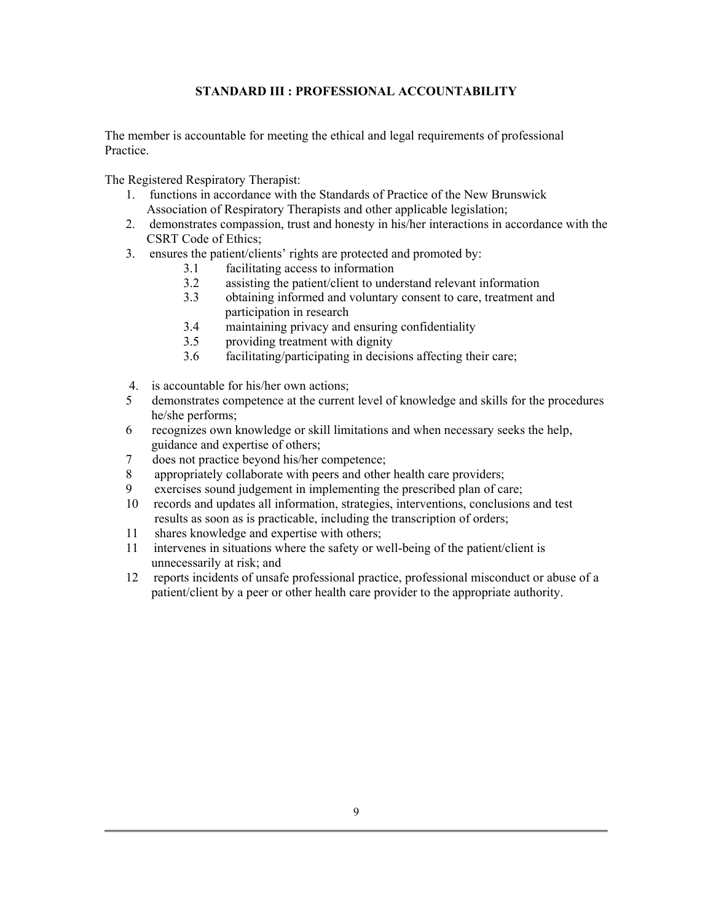## STANDARD III : PROFESSIONAL ACCOUNTABILITY

The member is accountable for meeting the ethical and legal requirements of professional Practice.

The Registered Respiratory Therapist:

1. functions in accordance with the Standards of Practice of the New Brunswick Association of Respiratory Therapists and other applicable legislation;
2. demonstrates compassion, trust and honesty in his/her interactions in accordance with the CSRT Code of Ethics;
3. ensures the patient/clients' rights are protected and promoted by:
   - 3.1 facilitating access to information
   - 3.2 assisting the patient/client to understand relevant information
   - 3.3 obtaining informed and voluntary consent to care, treatment and participation in research
   - 3.4 maintaining privacy and ensuring confidentiality
   - 3.5 providing treatment with dignity
   - 3.6 facilitating/participating in decisions affecting their care;
4. is accountable for his/her own actions;

5 demonstrates competence at the current level of knowledge and skills for the procedures he/she performs;

6 recognizes own knowledge or skill limitations and when necessary seeks the help, guidance and expertise of others;

7 does not practice beyond his/her competence;

8 appropriately collaborate with peers and other health care providers;

9 exercises sound judgement in implementing the prescribed plan of care;

10 records and updates all information, strategies, interventions, conclusions and test results as soon as is practicable, including the transcription of orders;

11 shares knowledge and expertise with others;

11 intervenes in situations where the safety or well-being of the patient/client is unnecessarily at risk; and

12 reports incidents of unsafe professional practice, professional misconduct or abuse of a patient/client by a peer or other health care provider to the appropriate authority.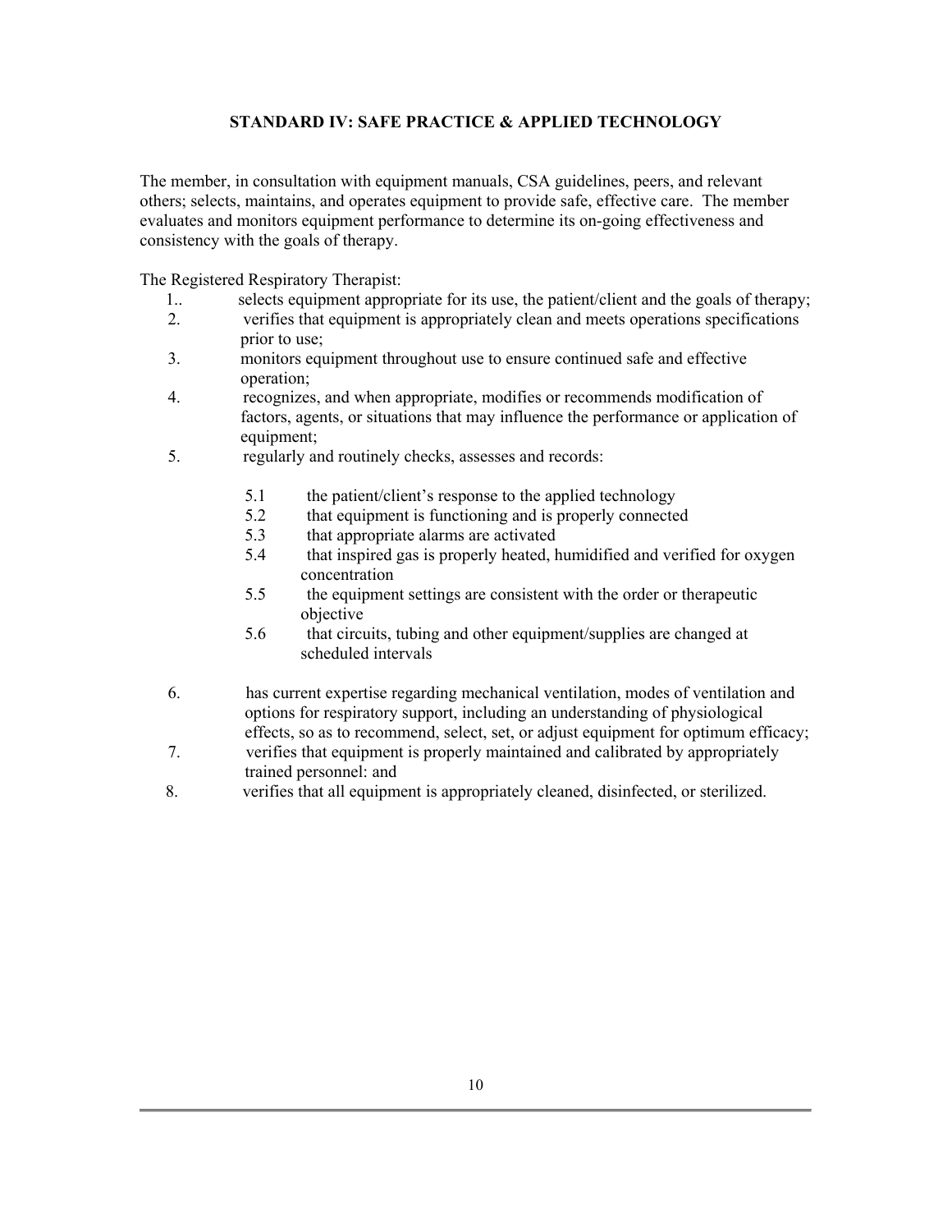## STANDARD IV: SAFE PRACTICE & APPLIED TECHNOLOGY

The member, in consultation with equipment manuals, CSA guidelines, peers, and relevant others; selects, maintains, and operates equipment to provide safe, effective care. The member evaluates and monitors equipment performance to determine its on-going effectiveness and consistency with the goals of therapy.

The Registered Respiratory Therapist:

1. selects equipment appropriate for its use, the patient/client and the goals of therapy;
2. verifies that equipment is appropriately clean and meets operations specifications prior to use;
3. monitors equipment throughout use to ensure continued safe and effective operation;
4. recognizes, and when appropriate, modifies or recommends modification of factors, agents, or situations that may influence the performance or application of equipment;
5. regularly and routinely checks, assesses and records:
   - 5.1 the patient/client's response to the applied technology
   - 5.2 that equipment is functioning and is properly connected
   - 5.3 that appropriate alarms are activated
   - 5.4 that inspired gas is properly heated, humidified and verified for oxygen concentration
   - 5.5 the equipment settings are consistent with the order or therapeutic objective
   - 5.6 that circuits, tubing and other equipment/supplies are changed at scheduled intervals
6. has current expertise regarding mechanical ventilation, modes of ventilation and options for respiratory support, including an understanding of physiological effects, so as to recommend, select, set, or adjust equipment for optimum efficacy;
7. verifies that equipment is properly maintained and calibrated by appropriately trained personnel: and
8. verifies that all equipment is appropriately cleaned, disinfected, or sterilized.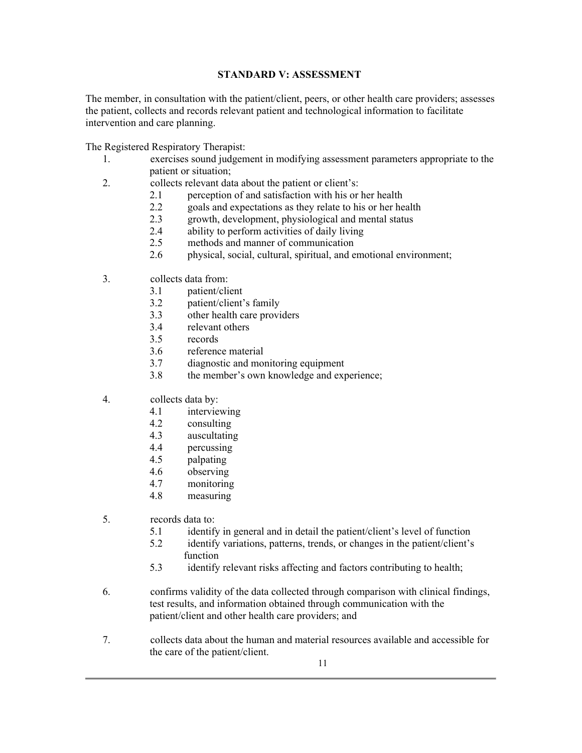## STANDARD V: ASSESSMENT

The member, in consultation with the patient/client, peers, or other health care providers; assesses the patient, collects and records relevant patient and technological information to facilitate intervention and care planning.

The Registered Respiratory Therapist:

1. exercises sound judgement in modifying assessment parameters appropriate to the patient or situation;
2. collects relevant data about the patient or client's:
   - 2.1 perception of and satisfaction with his or her health
   - 2.2 goals and expectations as they relate to his or her health
   - 2.3 growth, development, physiological and mental status
   - 2.4 ability to perform activities of daily living
   - 2.5 methods and manner of communication
   - 2.6 physical, social, cultural, spiritual, and emotional environment;
3. collects data from:
   - 3.1 patient/client
   - 3.2 patient/client's family
   - 3.3 other health care providers
   - 3.4 relevant others
   - 3.5 records
   - 3.6 reference material
   - 3.7 diagnostic and monitoring equipment
   - 3.8 the member's own knowledge and experience;
4. collects data by:
   - 4.1 interviewing
   - 4.2 consulting
   - 4.3 auscultating
   - 4.4 percussing
   - 4.5 palpating
   - 4.6 observing
   - 4.7 monitoring
   - 4.8 measuring
5. records data to:
   - 5.1 identify in general and in detail the patient/client's level of function
   - 5.2 identify variations, patterns, trends, or changes in the patient/client's function
   - 5.3 identify relevant risks affecting and factors contributing to health;
6. confirms validity of the data collected through comparison with clinical findings, test results, and information obtained through communication with the patient/client and other health care providers; and
7. collects data about the human and material resources available and accessible for the care of the patient/client.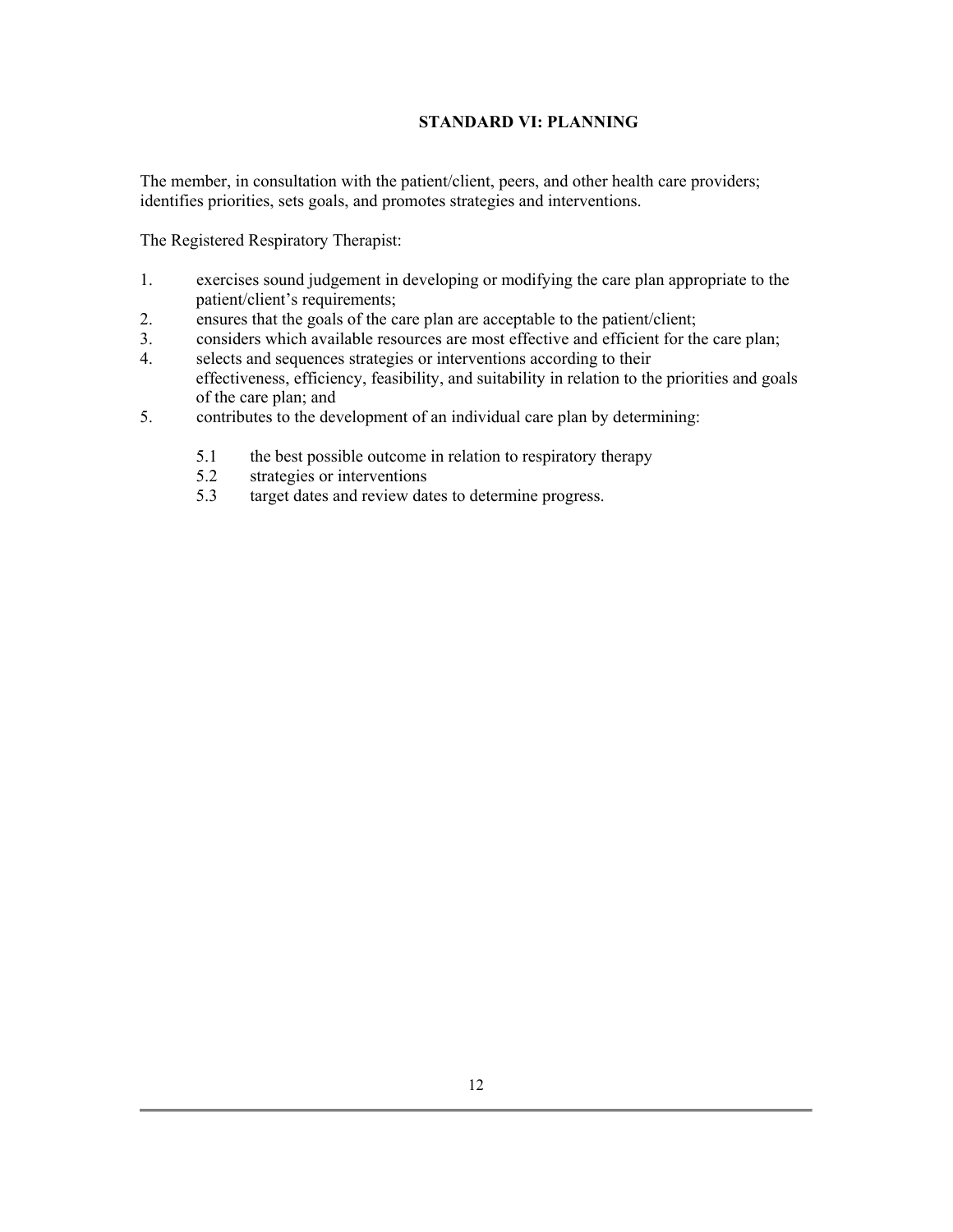## STANDARD VI: PLANNING

The member, in consultation with the patient/client, peers, and other health care providers; identifies priorities, sets goals, and promotes strategies and interventions.

The Registered Respiratory Therapist:

1. exercises sound judgement in developing or modifying the care plan appropriate to the patient/client's requirements;
2. ensures that the goals of the care plan are acceptable to the patient/client;
3. considers which available resources are most effective and efficient for the care plan;
4. selects and sequences strategies or interventions according to their effectiveness, efficiency, feasibility, and suitability in relation to the priorities and goals of the care plan; and
5. contributes to the development of an individual care plan by determining:

   5.1 the best possible outcome in relation to respiratory therapy
   
   5.2 strategies or interventions
   
   5.3 target dates and review dates to determine progress.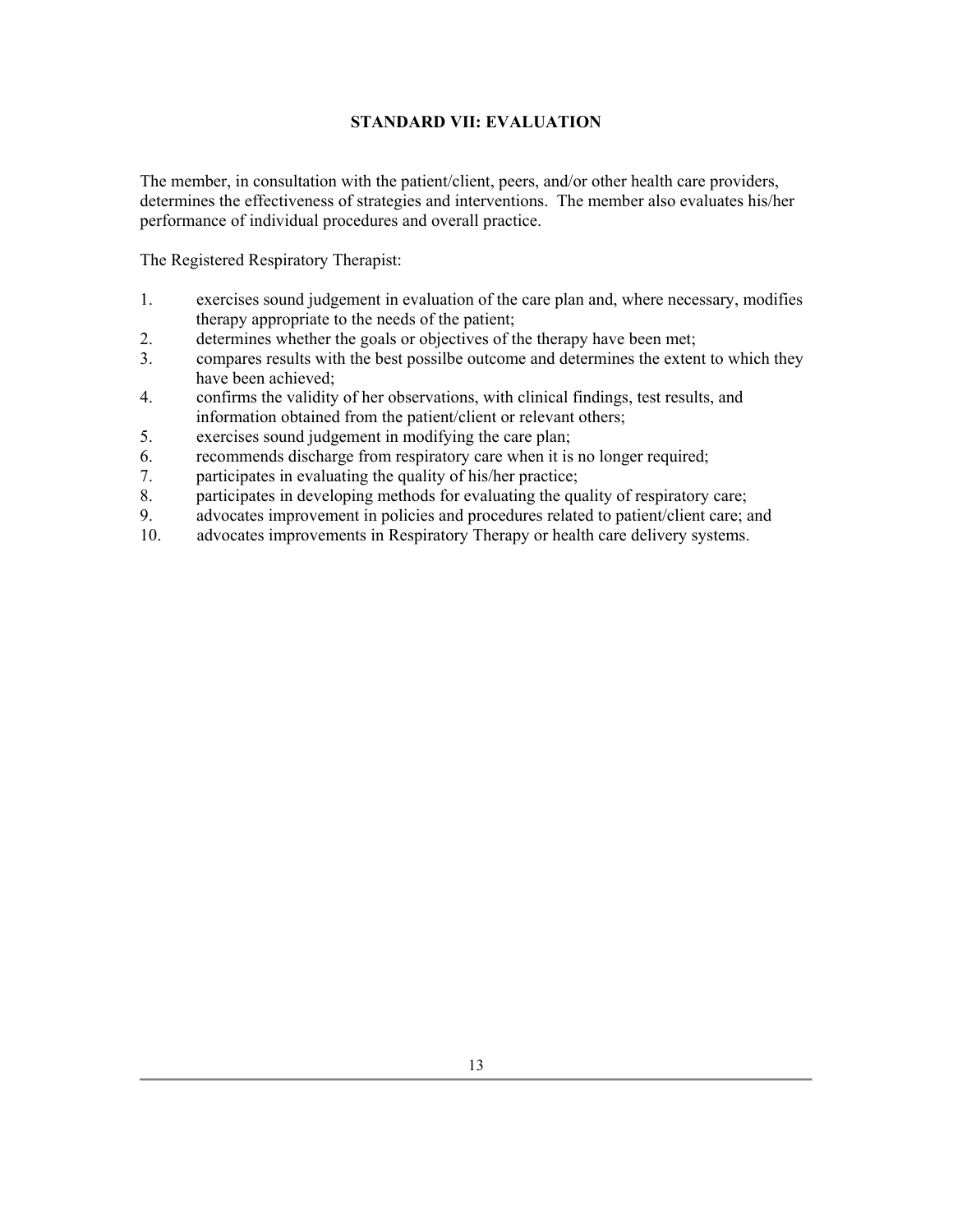## STANDARD VII: EVALUATION

The member, in consultation with the patient/client, peers, and/or other health care providers, determines the effectiveness of strategies and interventions. The member also evaluates his/her performance of individual procedures and overall practice.

The Registered Respiratory Therapist:

1. exercises sound judgement in evaluation of the care plan and, where necessary, modifies therapy appropriate to the needs of the patient;
2. determines whether the goals or objectives of the therapy have been met;
3. compares results with the best possilbe outcome and determines the extent to which they have been achieved;
4. confirms the validity of her observations, with clinical findings, test results, and information obtained from the patient/client or relevant others;
5. exercises sound judgement in modifying the care plan;
6. recommends discharge from respiratory care when it is no longer required;
7. participates in evaluating the quality of his/her practice;
8. participates in developing methods for evaluating the quality of respiratory care;
9. advocates improvement in policies and procedures related to patient/client care; and
10. advocates improvements in Respiratory Therapy or health care delivery systems.